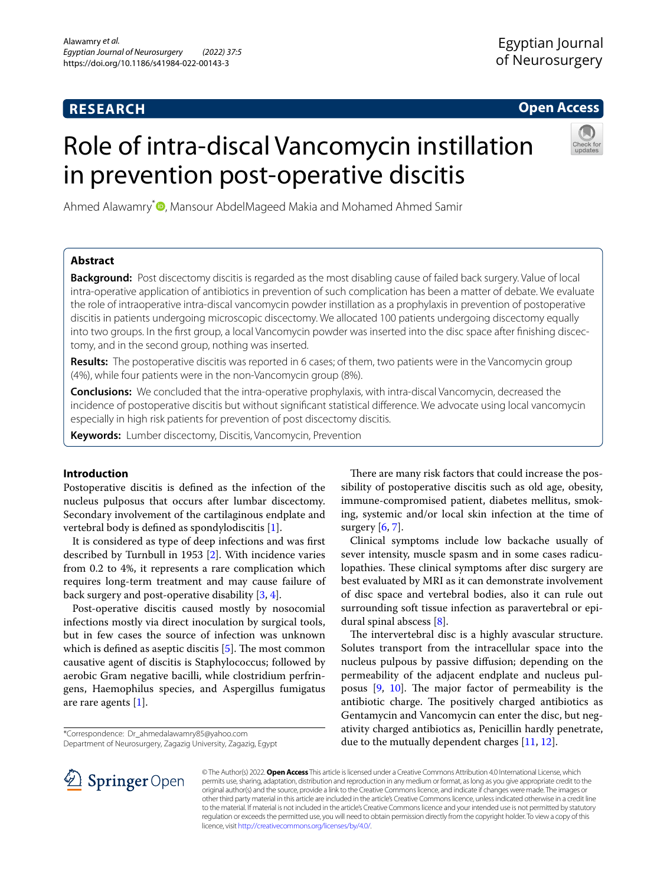**RESEARCH** **Open Access**

# Role of intra-discal Vancomycin instillation in prevention post-operative discitis

Ahmed Alawamry*, Mansour AbdelMageed Makia and Mohamed Ahmed Samir

## Abstract

**Background:** Post discectomy discitis is regarded as the most disabling cause of failed back surgery. Value of local intra-operative application of antibiotics in prevention of such complication has been a matter of debate. We evaluate the role of intraoperative intra-discal vancomycin powder instillation as a prophylaxis in prevention of postoperative discitis in patients undergoing microscopic discectomy. We allocated 100 patients undergoing discectomy equally into two groups. In the first group, a local Vancomycin powder was inserted into the disc space after finishing discectomy, and in the second group, nothing was inserted.

**Results:** The postoperative discitis was reported in 6 cases; of them, two patients were in the Vancomycin group (4%), while four patients were in the non-Vancomycin group (8%).

**Conclusions:** We concluded that the intra-operative prophylaxis, with intra-discal Vancomycin, decreased the incidence of postoperative discitis but without significant statistical difference. We advocate using local vancomycin especially in high risk patients for prevention of post discectomy discitis.

**Keywords:** Lumber discectomy, Discitis, Vancomycin, Prevention

## Introduction

Postoperative discitis is defined as the infection of the nucleus pulposus that occurs after lumbar discectomy. Secondary involvement of the cartilaginous endplate and vertebral body is defined as spondylodiscitis [1].

It is considered as type of deep infections and was first described by Turnbull in 1953 [2]. With incidence varies from 0.2 to 4%, it represents a rare complication which requires long-term treatment and may cause failure of back surgery and post-operative disability [3, 4].

Post-operative discitis caused mostly by nosocomial infections mostly via direct inoculation by surgical tools, but in few cases the source of infection was unknown which is defined as aseptic discitis [5]. The most common causative agent of discitis is Staphylococcus; followed by aerobic Gram negative bacilli, while clostridium perfringens, Haemophilus species, and Aspergillus fumigatus are rare agents [1].

There are many risk factors that could increase the possibility of postoperative discitis such as old age, obesity, immune-compromised patient, diabetes mellitus, smoking, systemic and/or local skin infection at the time of surgery [6, 7].

Clinical symptoms include low backache usually of sever intensity, muscle spasm and in some cases radiculopathies. These clinical symptoms after disc surgery are best evaluated by MRI as it can demonstrate involvement of disc space and vertebral bodies, also it can rule out surrounding soft tissue infection as paravertebral or epidural spinal abscess [8].

The intervertebral disc is a highly avascular structure. Solutes transport from the intracellular space into the nucleus pulpous by passive diffusion; depending on the permeability of the adjacent endplate and nucleus pulposus [9, 10]. The major factor of permeability is the antibiotic charge. The positively charged antibiotics as Gentamycin and Vancomycin can enter the disc, but negativity charged antibiotics as, Penicillin hardly penetrate, due to the mutually dependent charges [11, 12].

*Correspondence: Dr_ahmedalawamry85@yahoo.com
Department of Neurosurgery, Zagazig University, Zagazig, Egypt

© The Author(s) 2022. **Open Access** This article is licensed under a Creative Commons Attribution 4.0 International License, which permits use, sharing, adaptation, distribution and reproduction in any medium or format, as long as you give appropriate credit to the original author(s) and the source, provide a link to the Creative Commons licence, and indicate if changes were made. The images or other third party material in this article are included in the article's Creative Commons licence, unless indicated otherwise in a credit line to the material. If material is not included in the article's Creative Commons licence and your intended use is not permitted by statutory regulation or exceeds the permitted use, you will need to obtain permission directly from the copyright holder. To view a copy of this licence, visit http://creativecommons.org/licenses/by/4.0/.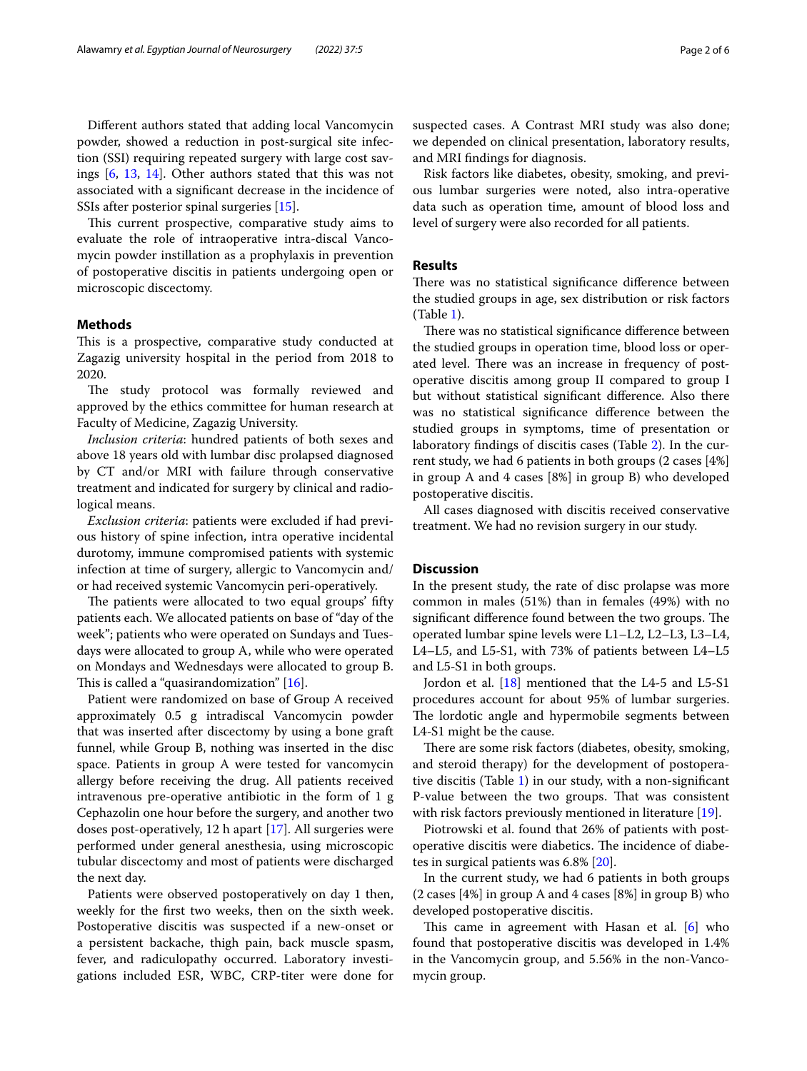Different authors stated that adding local Vancomycin powder, showed a reduction in post-surgical site infection (SSI) requiring repeated surgery with large cost savings [6, 13, 14]. Other authors stated that this was not associated with a significant decrease in the incidence of SSIs after posterior spinal surgeries [15].

This current prospective, comparative study aims to evaluate the role of intraoperative intra-discal Vancomycin powder instillation as a prophylaxis in prevention of postoperative discitis in patients undergoing open or microscopic discectomy.

## Methods

This is a prospective, comparative study conducted at Zagazig university hospital in the period from 2018 to 2020.

The study protocol was formally reviewed and approved by the ethics committee for human research at Faculty of Medicine, Zagazig University.

*Inclusion criteria*: hundred patients of both sexes and above 18 years old with lumbar disc prolapsed diagnosed by CT and/or MRI with failure through conservative treatment and indicated for surgery by clinical and radiological means.

*Exclusion criteria*: patients were excluded if had previous history of spine infection, intra operative incidental durotomy, immune compromised patients with systemic infection at time of surgery, allergic to Vancomycin and/or had received systemic Vancomycin peri-operatively.

The patients were allocated to two equal groups' fifty patients each. We allocated patients on base of "day of the week"; patients who were operated on Sundays and Tuesdays were allocated to group A, while who were operated on Mondays and Wednesdays were allocated to group B. This is called a "quasirandomization" [16].

Patient were randomized on base of Group A received approximately 0.5 g intradiscal Vancomycin powder that was inserted after discectomy by using a bone graft funnel, while Group B, nothing was inserted in the disc space. Patients in group A were tested for vancomycin allergy before receiving the drug. All patients received intravenous pre-operative antibiotic in the form of 1 g Cephazolin one hour before the surgery, and another two doses post-operatively, 12 h apart [17]. All surgeries were performed under general anesthesia, using microscopic tubular discectomy and most of patients were discharged the next day.

Patients were observed postoperatively on day 1 then, weekly for the first two weeks, then on the sixth week. Postoperative discitis was suspected if a new-onset or a persistent backache, thigh pain, back muscle spasm, fever, and radiculopathy occurred. Laboratory investigations included ESR, WBC, CRP-titer were done for suspected cases. A Contrast MRI study was also done; we depended on clinical presentation, laboratory results, and MRI findings for diagnosis.

Risk factors like diabetes, obesity, smoking, and previous lumbar surgeries were noted, also intra-operative data such as operation time, amount of blood loss and level of surgery were also recorded for all patients.

## Results

There was no statistical significance difference between the studied groups in age, sex distribution or risk factors (Table 1).

There was no statistical significance difference between the studied groups in operation time, blood loss or operated level. There was an increase in frequency of postoperative discitis among group II compared to group I but without statistical significant difference. Also there was no statistical significance difference between the studied groups in symptoms, time of presentation or laboratory findings of discitis cases (Table 2). In the current study, we had 6 patients in both groups (2 cases [4%] in group A and 4 cases [8%] in group B) who developed postoperative discitis.

All cases diagnosed with discitis received conservative treatment. We had no revision surgery in our study.

## Discussion

In the present study, the rate of disc prolapse was more common in males (51%) than in females (49%) with no significant difference found between the two groups. The operated lumbar spine levels were L1–L2, L2–L3, L3–L4, L4–L5, and L5-S1, with 73% of patients between L4–L5 and L5-S1 in both groups.

Jordon et al. [18] mentioned that the L4-5 and L5-S1 procedures account for about 95% of lumbar surgeries. The lordotic angle and hypermobile segments between L4-S1 might be the cause.

There are some risk factors (diabetes, obesity, smoking, and steroid therapy) for the development of postoperative discitis (Table 1) in our study, with a non-significant P-value between the two groups. That was consistent with risk factors previously mentioned in literature [19].

Piotrowski et al. found that 26% of patients with postoperative discitis were diabetics. The incidence of diabetes in surgical patients was 6.8% [20].

In the current study, we had 6 patients in both groups (2 cases [4%] in group A and 4 cases [8%] in group B) who developed postoperative discitis.

This came in agreement with Hasan et al. [6] who found that postoperative discitis was developed in 1.4% in the Vancomycin group, and 5.56% in the non-Vancomycin group.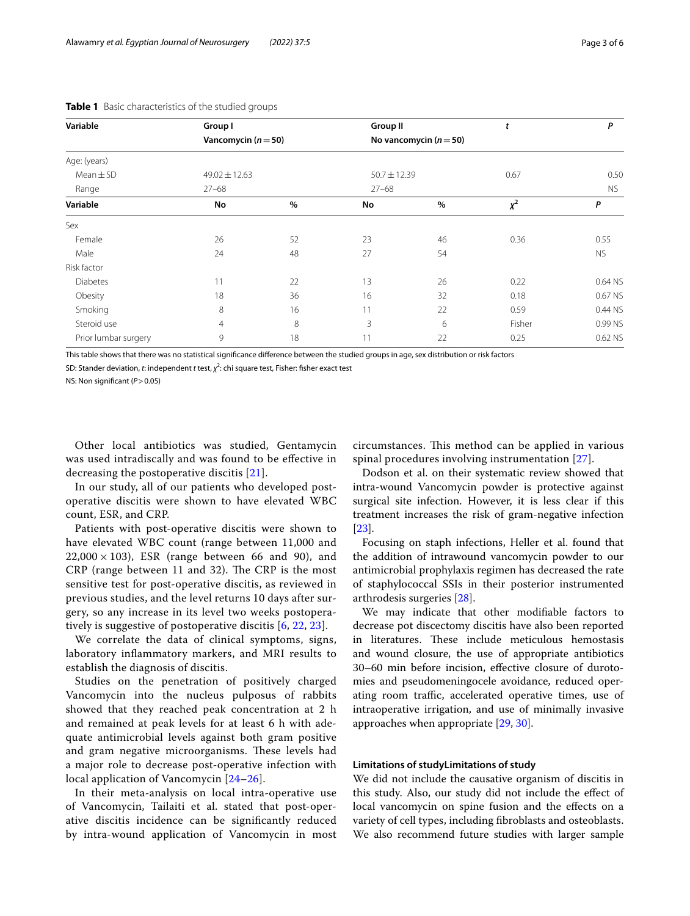**Table 1** Basic characteristics of the studied groups

| Variable | Group I Vancomycin ($n = 50$) | | Group II No vancomycin ($n = 50$) | | $t$ | $P$ |
|---|---|---|---|---|---|---|
| Age: (years) | | | | | | |
| Mean ± SD | 49.02 ± 12.63 | | 50.7 ± 12.39 | | 0.67 | 0.50 |
| Range | 27–68 | | 27–68 | | | NS |
| **Variable** | **No** | **%** | **No** | **%** | $\chi^2$ | $P$ |
| Sex | | | | | | |
| Female | 26 | 52 | 23 | 46 | 0.36 | 0.55 |
| Male | 24 | 48 | 27 | 54 | | NS |
| Risk factor | | | | | | |
| Diabetes | 11 | 22 | 13 | 26 | 0.22 | 0.64 NS |
| Obesity | 18 | 36 | 16 | 32 | 0.18 | 0.67 NS |
| Smoking | 8 | 16 | 11 | 22 | 0.59 | 0.44 NS |
| Steroid use | 4 | 8 | 3 | 6 | Fisher | 0.99 NS |
| Prior lumbar surgery | 9 | 18 | 11 | 22 | 0.25 | 0.62 NS |

This table shows that there was no statistical significance difference between the studied groups in age, sex distribution or risk factors

SD: Stander deviation, $t$: independent $t$ test, $\chi^2$: chi square test, Fisher: fisher exact test

NS: Non significant ($P > 0.05$)

Other local antibiotics was studied, Gentamycin was used intradiscally and was found to be effective in decreasing the postoperative discitis [21].

In our study, all of our patients who developed post-operative discitis were shown to have elevated WBC count, ESR, and CRP.

Patients with post-operative discitis were shown to have elevated WBC count (range between 11,000 and $22{,}000 \times 103$), ESR (range between 66 and 90), and CRP (range between 11 and 32). The CRP is the most sensitive test for post-operative discitis, as reviewed in previous studies, and the level returns 10 days after surgery, so any increase in its level two weeks postoperatively is suggestive of postoperative discitis [6, 22, 23].

We correlate the data of clinical symptoms, signs, laboratory inflammatory markers, and MRI results to establish the diagnosis of discitis.

Studies on the penetration of positively charged Vancomycin into the nucleus pulposus of rabbits showed that they reached peak concentration at 2 h and remained at peak levels for at least 6 h with adequate antimicrobial levels against both gram positive and gram negative microorganisms. These levels had a major role to decrease post-operative infection with local application of Vancomycin [24–26].

In their meta-analysis on local intra-operative use of Vancomycin, Tailaiti et al. stated that post-operative discitis incidence can be significantly reduced by intra-wound application of Vancomycin in most circumstances. This method can be applied in various spinal procedures involving instrumentation [27].

Dodson et al. on their systematic review showed that intra-wound Vancomycin powder is protective against surgical site infection. However, it is less clear if this treatment increases the risk of gram-negative infection [23].

Focusing on staph infections, Heller et al. found that the addition of intrawound vancomycin powder to our antimicrobial prophylaxis regimen has decreased the rate of staphylococcal SSIs in their posterior instrumented arthrodesis surgeries [28].

We may indicate that other modifiable factors to decrease pot discectomy discitis have also been reported in literatures. These include meticulous hemostasis and wound closure, the use of appropriate antibiotics 30–60 min before incision, effective closure of durotomies and pseudomeningocele avoidance, reduced operating room traffic, accelerated operative times, use of intraoperative irrigation, and use of minimally invasive approaches when appropriate [29, 30].

#### Limitations of studyLimitations of study

We did not include the causative organism of discitis in this study. Also, our study did not include the effect of local vancomycin on spine fusion and the effects on a variety of cell types, including fibroblasts and osteoblasts. We also recommend future studies with larger sample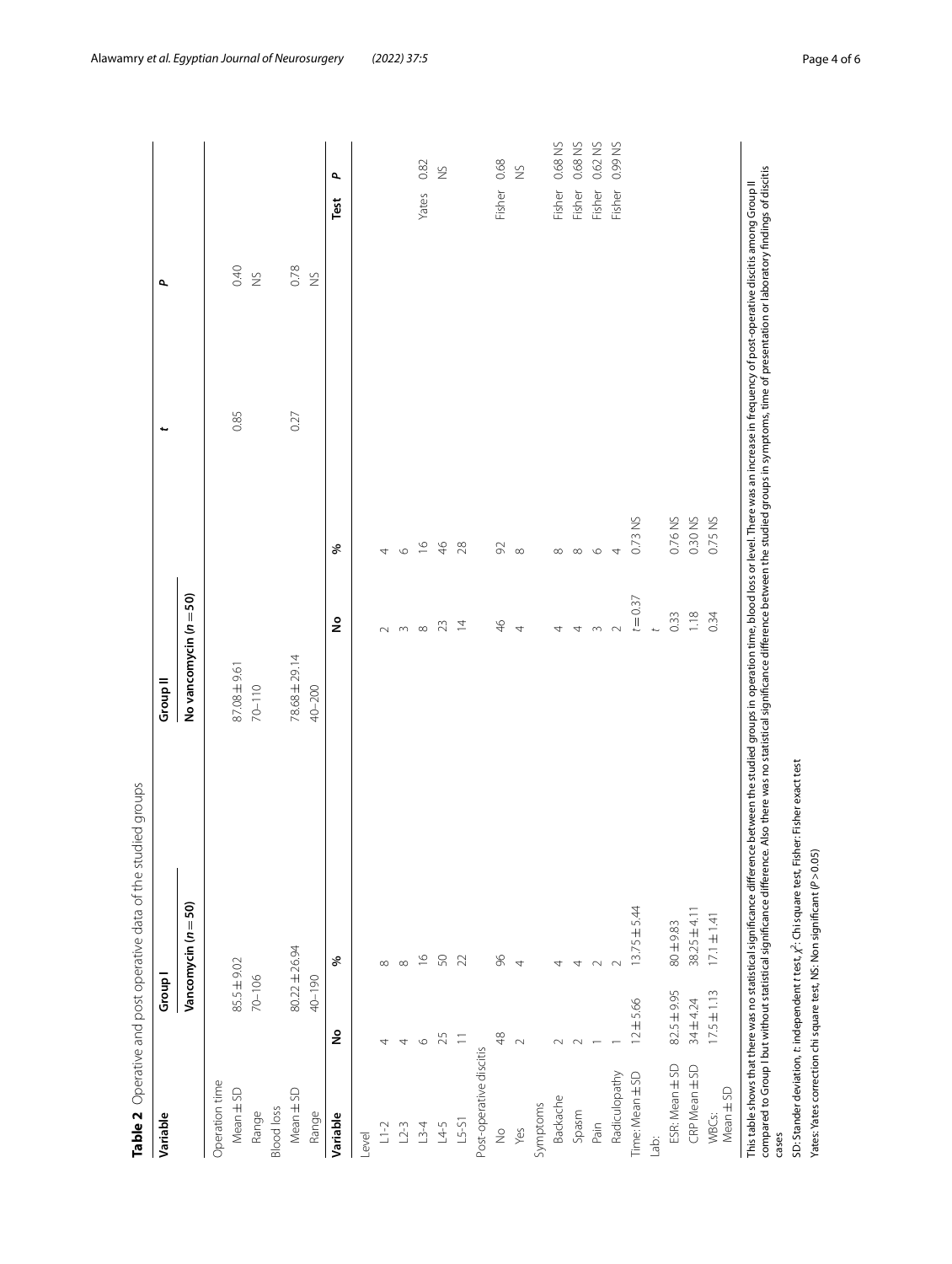**Table 2** Operative and post operative data of the studied groups

| Variable | Group I | | Group II | | t | P | | |
|---|---|---|---|---|---|---|---|---|
| | Vancomycin (n = 50) | | No vancomycin (n = 50) | | | | | |
| Operation time | | | | | | | | |
| Mean ± SD | 85.5 ± 9.02 | | 87.08 ± 9.61 | | 0.85 | 0.40 NS | | |
| Range | 70–106 | | 70–110 | | | | | |
| Blood loss | | | | | | | | |
| Mean ± SD | 80.22 ± 26.94 | | 78.68 ± 29.14 | | 0.27 | 0.78 NS | | |
| Range | 40–190 | | 40–200 | | | | | |
| **Variable** | **No** | **%** | **No** | **%** | | | **Test** | **P** |
| Level | | | | | | | | |
| L1-2 | 4 | 8 | 2 | 4 | | | | |
| L2-3 | 4 | 8 | 3 | 6 | | | | |
| L3-4 | 6 | 16 | 8 | 16 | | | Yates | 0.82 NS |
| L4-5 | 25 | 50 | 23 | 46 | | | | |
| L5-S1 | 11 | 22 | 14 | 28 | | | | |
| Post-operative discitis | | | | | | | | |
| No | 48 | 96 | 46 | 92 | | | Fisher | 0.68 NS |
| Yes | 2 | 4 | 4 | 8 | | | | |
| Symptoms | | | | | | | | |
| Backache | 2 | 4 | 4 | 8 | | | Fisher | 0.68 NS |
| Spasm | 2 | 4 | 4 | 8 | | | Fisher | 0.68 NS |
| Pain | 1 | 2 | 3 | 6 | | | Fisher | 0.62 NS |
| Radiculopathy | 1 | 2 | 2 | 4 | | | Fisher | 0.99 NS |
| Time: Mean ± SD | 12 ± 5.66 | 13.75 ± 5.44 | t = 0.37 t | 0.73 NS | | | | |
| Lab: | | | | | | | | |
| ESR: Mean ± SD | 82.5 ± 9.95 | 80 ± 9.83 | 0.33 | 0.76 NS | | | | |
| CRP Mean ± SD | 34 ± 4.24 | 38.25 ± 4.11 | 1.18 | 0.30 NS | | | | |
| WBCs: Mean ± SD | 17.5 ± 1.13 | 17.1 ± 1.41 | 0.34 | 0.75 NS | | | | |

This table shows that there was no statistical significance difference between the studied groups in operation time, blood loss or level. There was an increase in frequency of post-operative discitis among Group II compared to Group I but without statistical significance difference. Also there was no statistical significance difference between the studied groups in symptoms, time of presentation or laboratory findings of discitis cases

SD: Stander deviation, t: independent t test, $\chi^2$: Chi square test, Fisher: Fisher exact test

Yates: Yates correction chi square test, NS: Non significant ($P > 0.05$)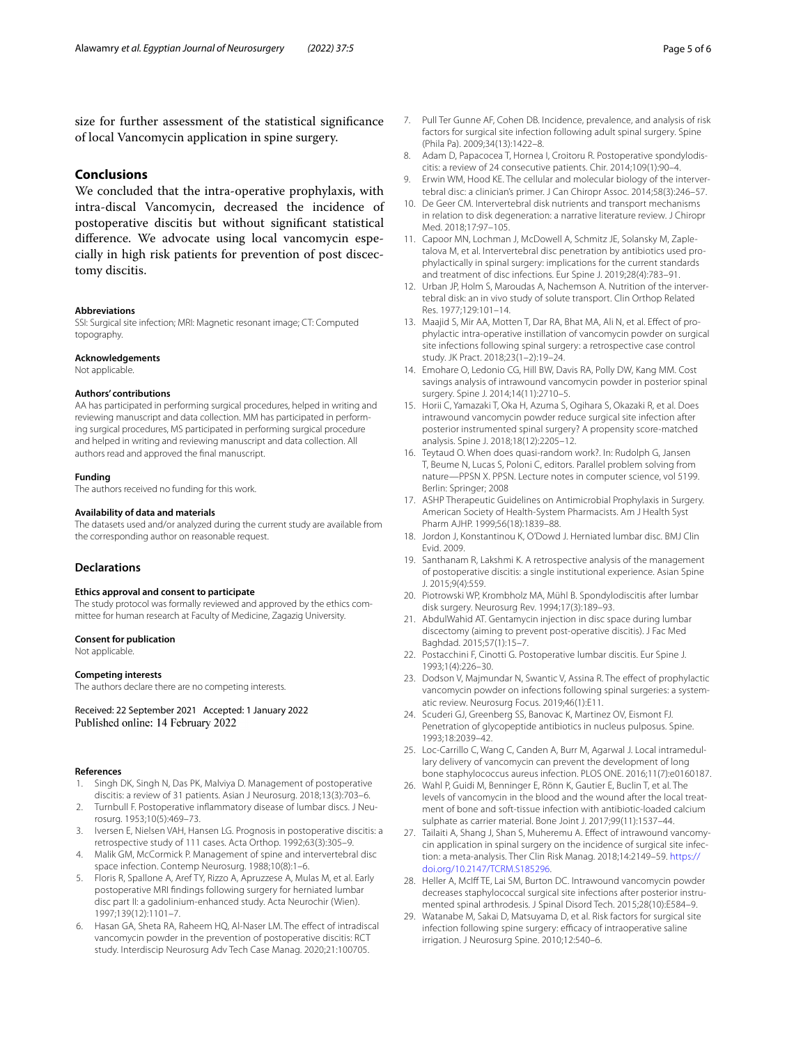size for further assessment of the statistical significance of local Vancomycin application in spine surgery.

## Conclusions

We concluded that the intra-operative prophylaxis, with intra-discal Vancomycin, decreased the incidence of postoperative discitis but without significant statistical difference. We advocate using local vancomycin especially in high risk patients for prevention of post discectomy discitis.

### Abbreviations

SSI: Surgical site infection; MRI: Magnetic resonant image; CT: Computed topography.

### Acknowledgements

Not applicable.

### Authors' contributions

AA has participated in performing surgical procedures, helped in writing and reviewing manuscript and data collection. MM has participated in performing surgical procedures, MS participated in performing surgical procedure and helped in writing and reviewing manuscript and data collection. All authors read and approved the final manuscript.

### Funding

The authors received no funding for this work.

### Availability of data and materials

The datasets used and/or analyzed during the current study are available from the corresponding author on reasonable request.

## Declarations

### Ethics approval and consent to participate

The study protocol was formally reviewed and approved by the ethics committee for human research at Faculty of Medicine, Zagazig University.

### Consent for publication

Not applicable.

### Competing interests

The authors declare there are no competing interests.

Received: 22 September 2021 Accepted: 1 January 2022
Published online: 14 February 2022

### References

1. Singh DK, Singh N, Das PK, Malviya D. Management of postoperative discitis: a review of 31 patients. Asian J Neurosurg. 2018;13(3):703–6.
2. Turnbull F. Postoperative inflammatory disease of lumbar discs. J Neurosurg. 1953;10(5):469–73.
3. Iversen E, Nielsen VAH, Hansen LG. Prognosis in postoperative discitis: a retrospective study of 111 cases. Acta Orthop. 1992;63(3):305–9.
4. Malik GM, McCormick P. Management of spine and intervertebral disc space infection. Contemp Neurosurg. 1988;10(8):1–6.
5. Floris R, Spallone A, Aref TY, Rizzo A, Apruzzese A, Mulas M, et al. Early postoperative MRI findings following surgery for herniated lumbar disc part II: a gadolinium-enhanced study. Acta Neurochir (Wien). 1997;139(12):1101–7.
6. Hasan GA, Sheta RA, Raheem HQ, Al-Naser LM. The effect of intradiscal vancomycin powder in the prevention of postoperative discitis: RCT study. Interdiscip Neurosurg Adv Tech Case Manag. 2020;21:100705.
7. Pull Ter Gunne AF, Cohen DB. Incidence, prevalence, and analysis of risk factors for surgical site infection following adult spinal surgery. Spine (Phila Pa). 2009;34(13):1422–8.
8. Adam D, Papacocea T, Hornea I, Croitoru R. Postoperative spondylodiscitis: a review of 24 consecutive patients. Chir. 2014;109(1):90–4.
9. Erwin WM, Hood KE. The cellular and molecular biology of the intervertebral disc: a clinician's primer. J Can Chiropr Assoc. 2014;58(3):246–57.
10. De Geer CM. Intervertebral disk nutrients and transport mechanisms in relation to disk degeneration: a narrative literature review. J Chiropr Med. 2018;17:97–105.
11. Capoor MN, Lochman J, McDowell A, Schmitz JE, Solansky M, Zapletalova M, et al. Intervertebral disc penetration by antibiotics used prophylactically in spinal surgery: implications for the current standards and treatment of disc infections. Eur Spine J. 2019;28(4):783–91.
12. Urban JP, Holm S, Maroudas A, Nachemson A. Nutrition of the intervertebral disk: an in vivo study of solute transport. Clin Orthop Related Res. 1977;129:101–14.
13. Maajid S, Mir AA, Motten T, Dar RA, Bhat MA, Ali N, et al. Effect of prophylactic intra-operative instillation of vancomycin powder on surgical site infections following spinal surgery: a retrospective case control study. JK Pract. 2018;23(1–2):19–24.
14. Emohare O, Ledonio CG, Hill BW, Davis RA, Polly DW, Kang MM. Cost savings analysis of intrawound vancomycin powder in posterior spinal surgery. Spine J. 2014;14(11):2710–5.
15. Horii C, Yamazaki T, Oka H, Azuma S, Ogihara S, Okazaki R, et al. Does intrawound vancomycin powder reduce surgical site infection after posterior instrumented spinal surgery? A propensity score-matched analysis. Spine J. 2018;18(12):2205–12.
16. Teytaud O. When does quasi-random work?. In: Rudolph G, Jansen T, Beume N, Lucas S, Poloni C, editors. Parallel problem solving from nature—PPSN X. PPSN. Lecture notes in computer science, vol 5199. Berlin: Springer; 2008
17. ASHP Therapeutic Guidelines on Antimicrobial Prophylaxis in Surgery. American Society of Health-System Pharmacists. Am J Health Syst Pharm AJHP. 1999;56(18):1839–88.
18. Jordon J, Konstantinou K, O'Dowd J. Herniated lumbar disc. BMJ Clin Evid. 2009.
19. Santhanam R, Lakshmi K. A retrospective analysis of the management of postoperative discitis: a single institutional experience. Asian Spine J. 2015;9(4):559.
20. Piotrowski WP, Krombholz MA, Mühl B. Spondylodiscitis after lumbar disk surgery. Neurosurg Rev. 1994;17(3):189–93.
21. AbdulWahid AT. Gentamycin injection in disc space during lumbar discectomy (aiming to prevent post-operative discitis). J Fac Med Baghdad. 2015;57(1):15–7.
22. Postacchini F, Cinotti G. Postoperative lumbar discitis. Eur Spine J. 1993;1(4):226–30.
23. Dodson V, Majmundar N, Swantic V, Assina R. The effect of prophylactic vancomycin powder on infections following spinal surgeries: a systematic review. Neurosurg Focus. 2019;46(1):E11.
24. Scuderi GJ, Greenberg SS, Banovac K, Martinez OV, Eismont FJ. Penetration of glycopeptide antibiotics in nucleus pulposus. Spine. 1993;18:2039–42.
25. Loc-Carrillo C, Wang C, Canden A, Burr M, Agarwal J. Local intramedullary delivery of vancomycin can prevent the development of long bone staphylococcus aureus infection. PLOS ONE. 2016;11(7):e0160187.
26. Wahl P, Guidi M, Benninger E, Rönn K, Gautier E, Buclin T, et al. The levels of vancomycin in the blood and the wound after the local treatment of bone and soft-tissue infection with antibiotic-loaded calcium sulphate as carrier material. Bone Joint J. 2017;99(11):1537–44.
27. Tailaiti A, Shang J, Shan S, Muheremu A. Effect of intrawound vancomycin application in spinal surgery on the incidence of surgical site infection: a meta-analysis. Ther Clin Risk Manag. 2018;14:2149–59. https://doi.org/10.2147/TCRM.S185296.
28. Heller A, McIff TE, Lai SM, Burton DC. Intrawound vancomycin powder decreases staphylococcal surgical site infections after posterior instrumented spinal arthrodesis. J Spinal Disord Tech. 2015;28(10):E584–9.
29. Watanabe M, Sakai D, Matsuyama D, et al. Risk factors for surgical site infection following spine surgery: efficacy of intraoperative saline irrigation. J Neurosurg Spine. 2010;12:540–6.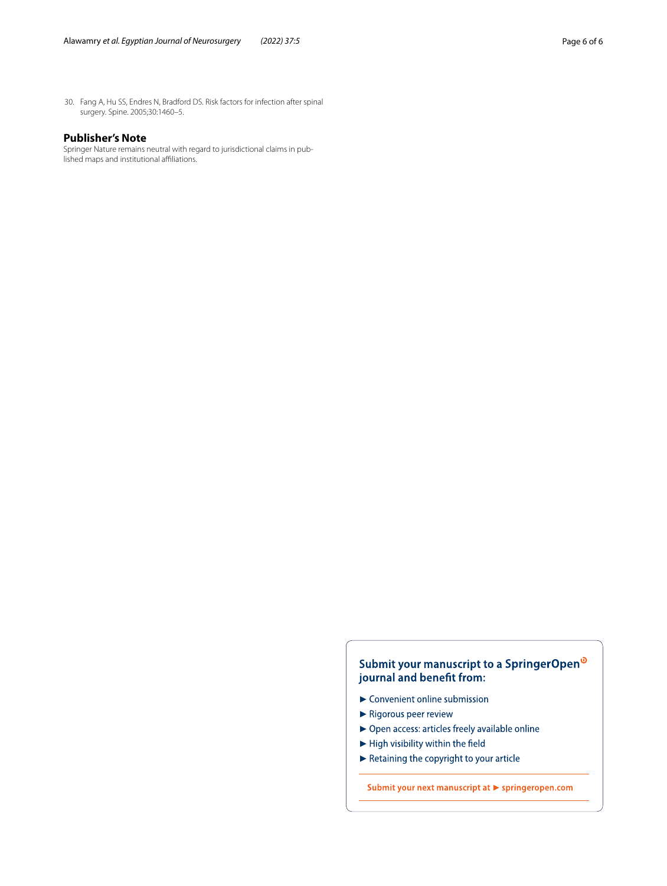30. Fang A, Hu SS, Endres N, Bradford DS. Risk factors for infection after spinal surgery. Spine. 2005;30:1460–5.

## Publisher's Note

Springer Nature remains neutral with regard to jurisdictional claims in published maps and institutional affiliations.

**Submit your manuscript to a SpringerOpen journal and benefit from:**

- ► Convenient online submission
- ► Rigorous peer review
- ► Open access: articles freely available online
- ► High visibility within the field
- ► Retaining the copyright to your article

**Submit your next manuscript at ► springeropen.com**